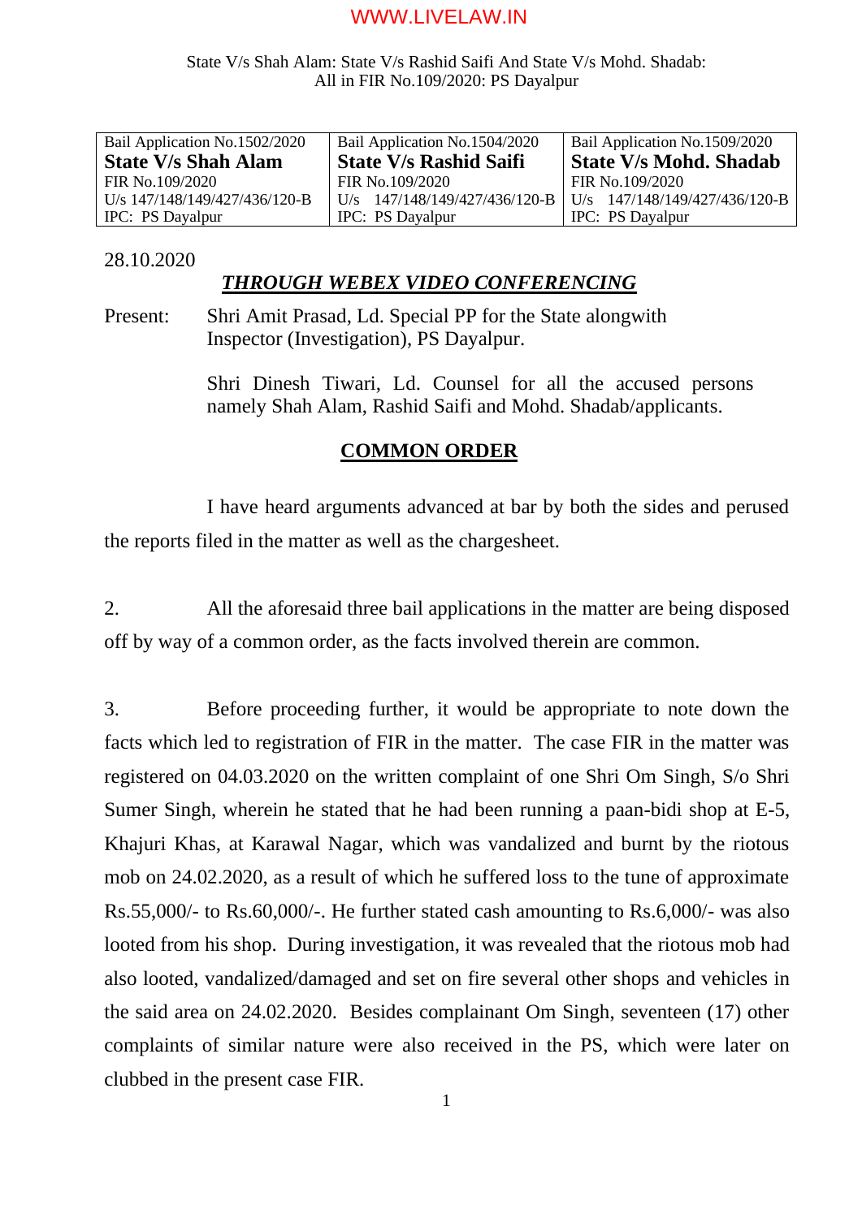State V/s Shah Alam: State V/s Rashid Saifi And State V/s Mohd. Shadab: All in FIR No.109/2020: PS Dayalpur

| Bail Application No.1502/2020 **State V/s Shah Alam** FIR No.109/2020 U/s 147/148/149/427/436/120-B IPC: PS Dayalpur | Bail Application No.1504/2020 **State V/s Rashid Saifi** FIR No.109/2020 U/s 147/148/149/427/436/120-B IPC: PS Dayalpur | Bail Application No.1509/2020 **State V/s Mohd. Shadab** FIR No.109/2020 U/s 147/148/149/427/436/120-B IPC: PS Dayalpur |
|---|---|---|

28.10.2020

***THROUGH WEBEX VIDEO CONFERENCING***

Present: Shri Amit Prasad, Ld. Special PP for the State alongwith Inspector (Investigation), PS Dayalpur.

Shri Dinesh Tiwari, Ld. Counsel for all the accused persons namely Shah Alam, Rashid Saifi and Mohd. Shadab/applicants.

## COMMON ORDER

I have heard arguments advanced at bar by both the sides and perused the reports filed in the matter as well as the chargesheet.

2. All the aforesaid three bail applications in the matter are being disposed off by way of a common order, as the facts involved therein are common.

3. Before proceeding further, it would be appropriate to note down the facts which led to registration of FIR in the matter. The case FIR in the matter was registered on 04.03.2020 on the written complaint of one Shri Om Singh, S/o Shri Sumer Singh, wherein he stated that he had been running a paan-bidi shop at E-5, Khajuri Khas, at Karawal Nagar, which was vandalized and burnt by the riotous mob on 24.02.2020, as a result of which he suffered loss to the tune of approximate Rs.55,000/- to Rs.60,000/-. He further stated cash amounting to Rs.6,000/- was also looted from his shop. During investigation, it was revealed that the riotous mob had also looted, vandalized/damaged and set on fire several other shops and vehicles in the said area on 24.02.2020. Besides complainant Om Singh, seventeen (17) other complaints of similar nature were also received in the PS, which were later on clubbed in the present case FIR.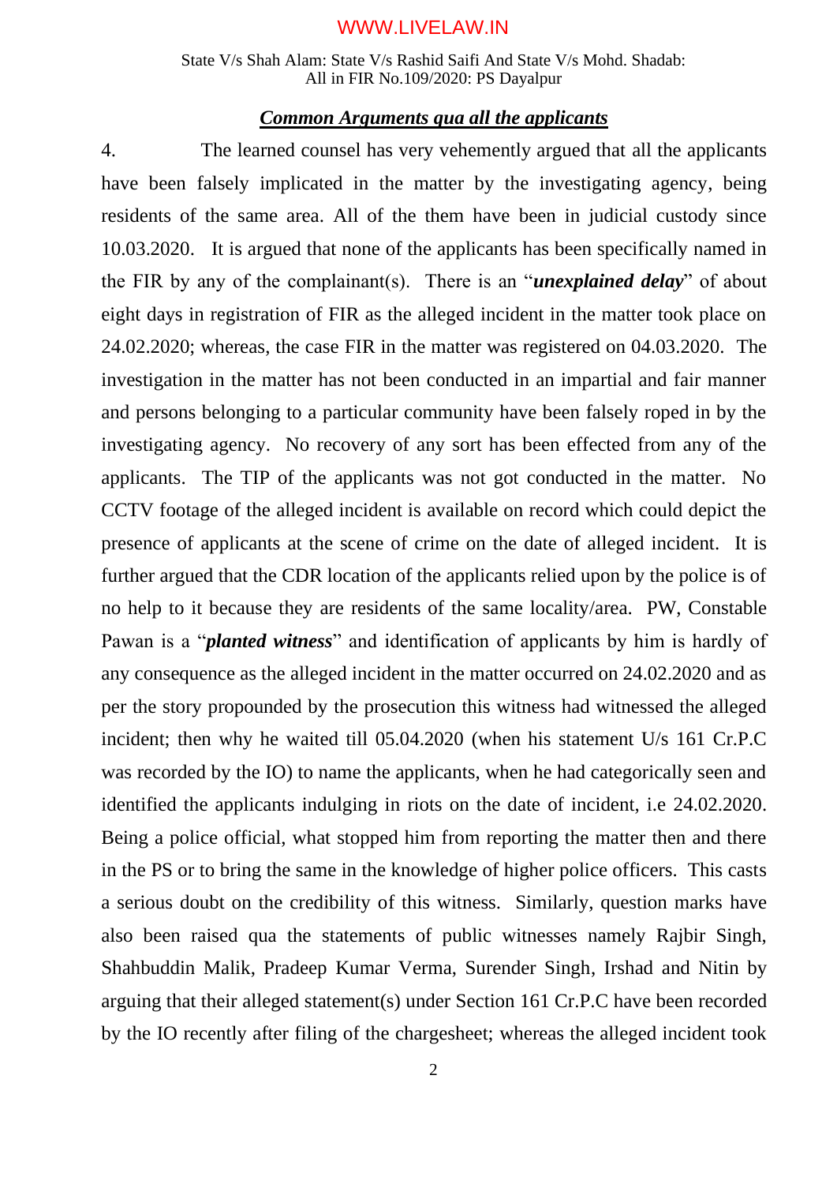## ***Common Arguments qua all the applicants***

4. The learned counsel has very vehemently argued that all the applicants have been falsely implicated in the matter by the investigating agency, being residents of the same area. All of the them have been in judicial custody since 10.03.2020. It is argued that none of the applicants has been specifically named in the FIR by any of the complainant(s). There is an "***unexplained delay***" of about eight days in registration of FIR as the alleged incident in the matter took place on 24.02.2020; whereas, the case FIR in the matter was registered on 04.03.2020. The investigation in the matter has not been conducted in an impartial and fair manner and persons belonging to a particular community have been falsely roped in by the investigating agency. No recovery of any sort has been effected from any of the applicants. The TIP of the applicants was not got conducted in the matter. No CCTV footage of the alleged incident is available on record which could depict the presence of applicants at the scene of crime on the date of alleged incident. It is further argued that the CDR location of the applicants relied upon by the police is of no help to it because they are residents of the same locality/area. PW, Constable Pawan is a "***planted witness***" and identification of applicants by him is hardly of any consequence as the alleged incident in the matter occurred on 24.02.2020 and as per the story propounded by the prosecution this witness had witnessed the alleged incident; then why he waited till 05.04.2020 (when his statement U/s 161 Cr.P.C was recorded by the IO) to name the applicants, when he had categorically seen and identified the applicants indulging in riots on the date of incident, i.e 24.02.2020. Being a police official, what stopped him from reporting the matter then and there in the PS or to bring the same in the knowledge of higher police officers. This casts a serious doubt on the credibility of this witness. Similarly, question marks have also been raised qua the statements of public witnesses namely Rajbir Singh, Shahbuddin Malik, Pradeep Kumar Verma, Surender Singh, Irshad and Nitin by arguing that their alleged statement(s) under Section 161 Cr.P.C have been recorded by the IO recently after filing of the chargesheet; whereas the alleged incident took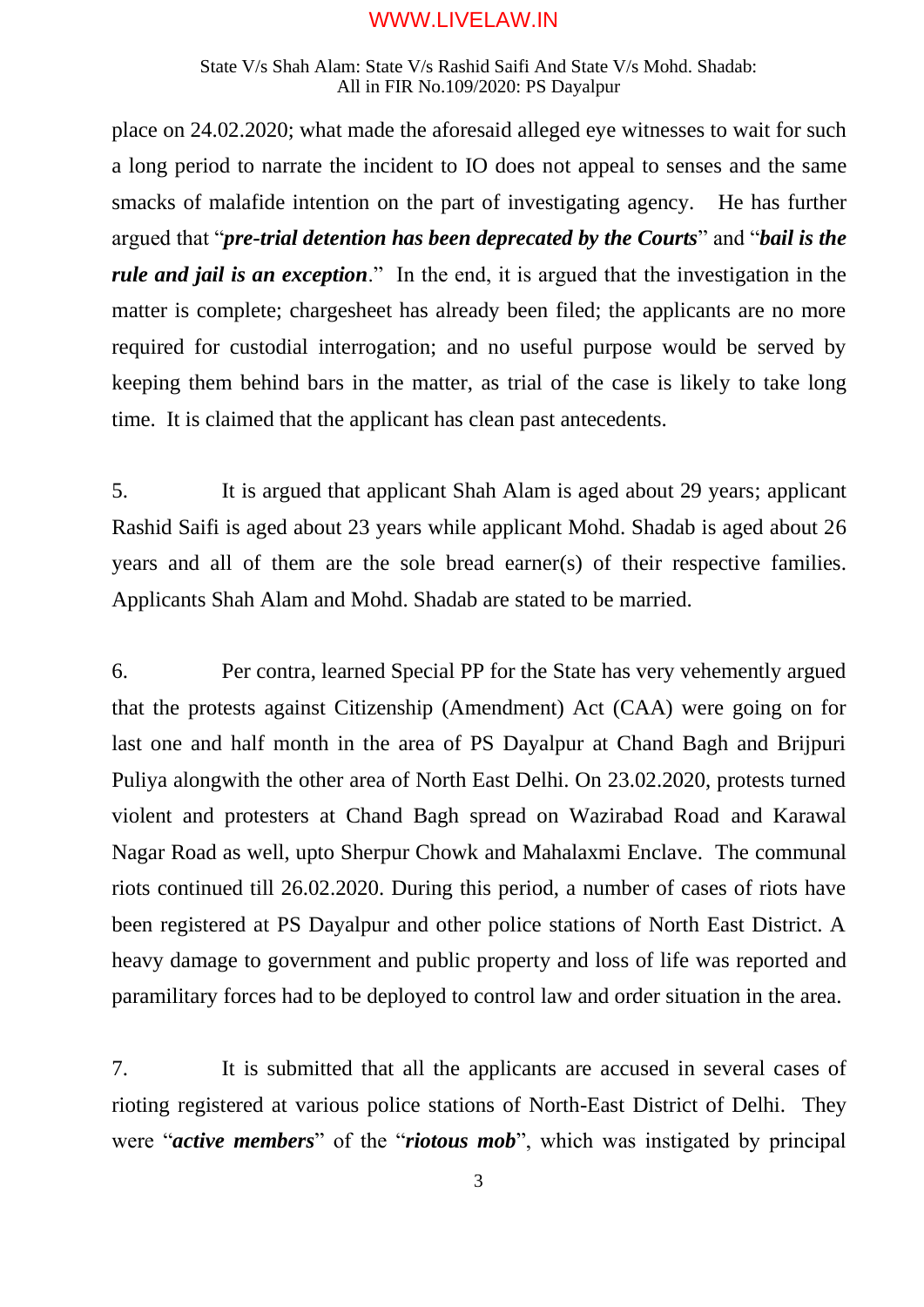place on 24.02.2020; what made the aforesaid alleged eye witnesses to wait for such a long period to narrate the incident to IO does not appeal to senses and the same smacks of malafide intention on the part of investigating agency. He has further argued that "***pre-trial detention has been deprecated by the Courts***" and "***bail is the rule and jail is an exception***." In the end, it is argued that the investigation in the matter is complete; chargesheet has already been filed; the applicants are no more required for custodial interrogation; and no useful purpose would be served by keeping them behind bars in the matter, as trial of the case is likely to take long time. It is claimed that the applicant has clean past antecedents.

5. It is argued that applicant Shah Alam is aged about 29 years; applicant Rashid Saifi is aged about 23 years while applicant Mohd. Shadab is aged about 26 years and all of them are the sole bread earner(s) of their respective families. Applicants Shah Alam and Mohd. Shadab are stated to be married.

6. Per contra, learned Special PP for the State has very vehemently argued that the protests against Citizenship (Amendment) Act (CAA) were going on for last one and half month in the area of PS Dayalpur at Chand Bagh and Brijpuri Puliya alongwith the other area of North East Delhi. On 23.02.2020, protests turned violent and protesters at Chand Bagh spread on Wazirabad Road and Karawal Nagar Road as well, upto Sherpur Chowk and Mahalaxmi Enclave. The communal riots continued till 26.02.2020. During this period, a number of cases of riots have been registered at PS Dayalpur and other police stations of North East District. A heavy damage to government and public property and loss of life was reported and paramilitary forces had to be deployed to control law and order situation in the area.

7. It is submitted that all the applicants are accused in several cases of rioting registered at various police stations of North-East District of Delhi. They were "***active members***" of the "***riotous mob***", which was instigated by principal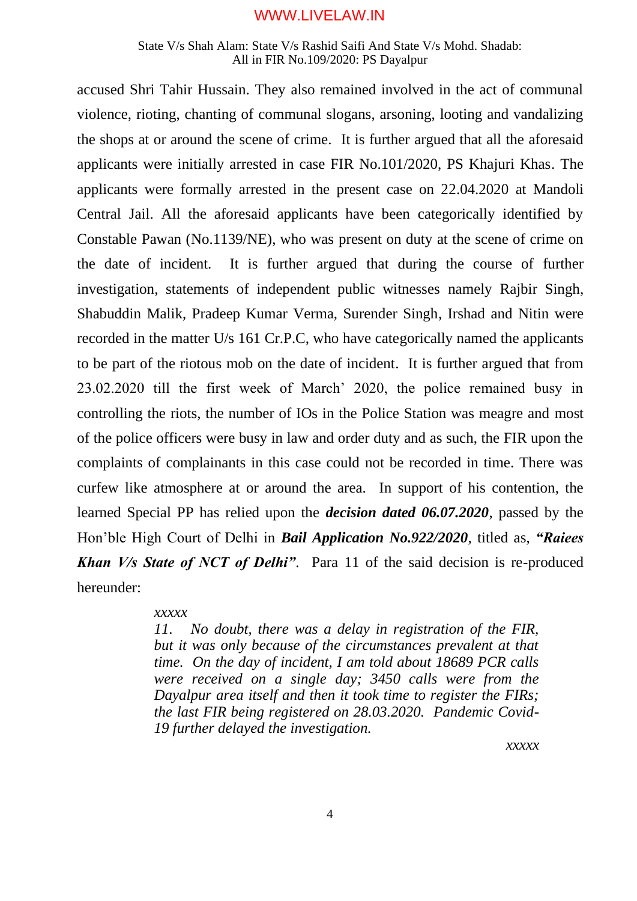accused Shri Tahir Hussain. They also remained involved in the act of communal violence, rioting, chanting of communal slogans, arsoning, looting and vandalizing the shops at or around the scene of crime. It is further argued that all the aforesaid applicants were initially arrested in case FIR No.101/2020, PS Khajuri Khas. The applicants were formally arrested in the present case on 22.04.2020 at Mandoli Central Jail. All the aforesaid applicants have been categorically identified by Constable Pawan (No.1139/NE), who was present on duty at the scene of crime on the date of incident. It is further argued that during the course of further investigation, statements of independent public witnesses namely Rajbir Singh, Shabuddin Malik, Pradeep Kumar Verma, Surender Singh, Irshad and Nitin were recorded in the matter U/s 161 Cr.P.C, who have categorically named the applicants to be part of the riotous mob on the date of incident. It is further argued that from 23.02.2020 till the first week of March' 2020, the police remained busy in controlling the riots, the number of IOs in the Police Station was meagre and most of the police officers were busy in law and order duty and as such, the FIR upon the complaints of complainants in this case could not be recorded in time. There was curfew like atmosphere at or around the area. In support of his contention, the learned Special PP has relied upon the ***decision dated 06.07.2020***, passed by the Hon'ble High Court of Delhi in ***Bail Application No.922/2020***, titled as, ***"Raiees Khan V/s State of NCT of Delhi"***. Para 11 of the said decision is re-produced hereunder:

> *xxxxx*
>
> *11. No doubt, there was a delay in registration of the FIR, but it was only because of the circumstances prevalent at that time. On the day of incident, I am told about 18689 PCR calls were received on a single day; 3450 calls were from the Dayalpur area itself and then it took time to register the FIRs; the last FIR being registered on 28.03.2020. Pandemic Covid-19 further delayed the investigation.*
>
> *xxxxx*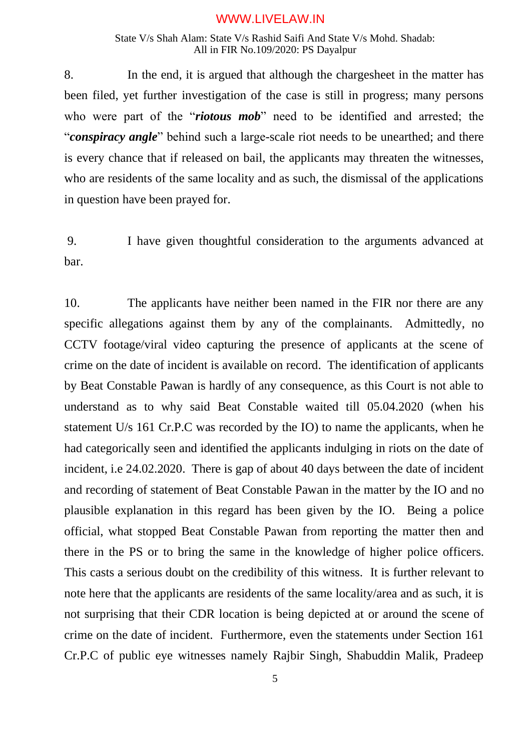8. In the end, it is argued that although the chargesheet in the matter has been filed, yet further investigation of the case is still in progress; many persons who were part of the "***riotous mob***" need to be identified and arrested; the "***conspiracy angle***" behind such a large-scale riot needs to be unearthed; and there is every chance that if released on bail, the applicants may threaten the witnesses, who are residents of the same locality and as such, the dismissal of the applications in question have been prayed for.

9. I have given thoughtful consideration to the arguments advanced at bar.

10. The applicants have neither been named in the FIR nor there are any specific allegations against them by any of the complainants. Admittedly, no CCTV footage/viral video capturing the presence of applicants at the scene of crime on the date of incident is available on record. The identification of applicants by Beat Constable Pawan is hardly of any consequence, as this Court is not able to understand as to why said Beat Constable waited till 05.04.2020 (when his statement U/s 161 Cr.P.C was recorded by the IO) to name the applicants, when he had categorically seen and identified the applicants indulging in riots on the date of incident, i.e 24.02.2020. There is gap of about 40 days between the date of incident and recording of statement of Beat Constable Pawan in the matter by the IO and no plausible explanation in this regard has been given by the IO. Being a police official, what stopped Beat Constable Pawan from reporting the matter then and there in the PS or to bring the same in the knowledge of higher police officers. This casts a serious doubt on the credibility of this witness. It is further relevant to note here that the applicants are residents of the same locality/area and as such, it is not surprising that their CDR location is being depicted at or around the scene of crime on the date of incident. Furthermore, even the statements under Section 161 Cr.P.C of public eye witnesses namely Rajbir Singh, Shabuddin Malik, Pradeep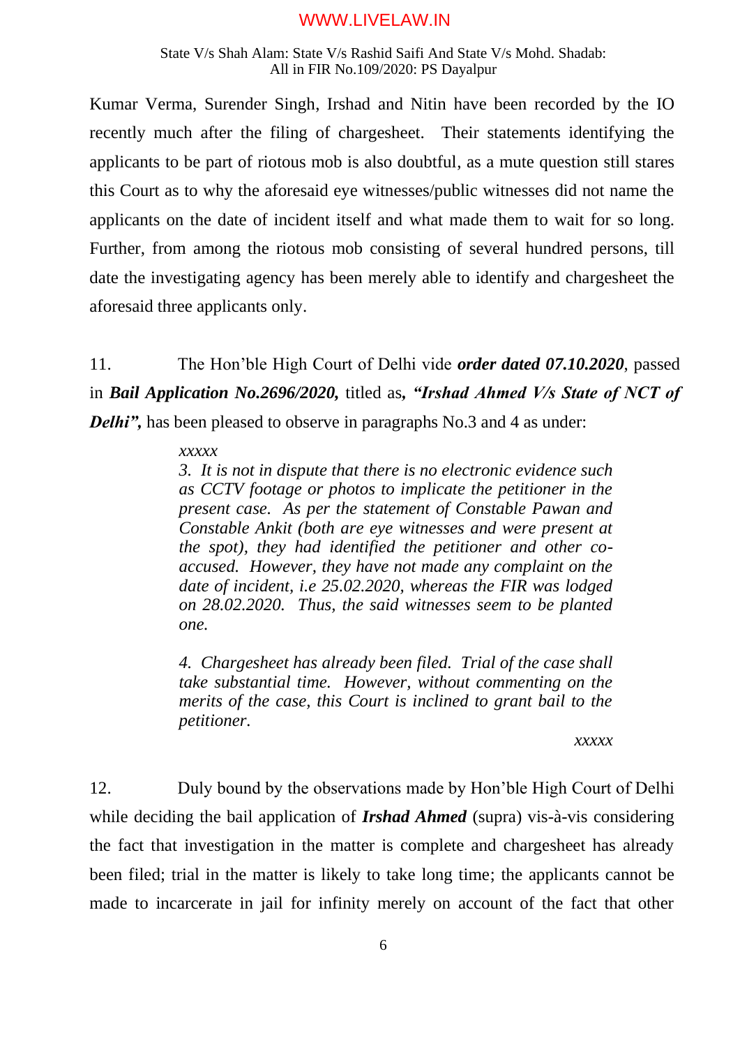Kumar Verma, Surender Singh, Irshad and Nitin have been recorded by the IO recently much after the filing of chargesheet. Their statements identifying the applicants to be part of riotous mob is also doubtful, as a mute question still stares this Court as to why the aforesaid eye witnesses/public witnesses did not name the applicants on the date of incident itself and what made them to wait for so long. Further, from among the riotous mob consisting of several hundred persons, till date the investigating agency has been merely able to identify and chargesheet the aforesaid three applicants only.

11. The Hon'ble High Court of Delhi vide ***order dated 07.10.2020***, passed in ***Bail Application No.2696/2020,*** titled as***, "Irshad Ahmed V/s State of NCT of Delhi",*** has been pleased to observe in paragraphs No.3 and 4 as under:

> *xxxxx*
>
> *3. It is not in dispute that there is no electronic evidence such as CCTV footage or photos to implicate the petitioner in the present case. As per the statement of Constable Pawan and Constable Ankit (both are eye witnesses and were present at the spot), they had identified the petitioner and other co-accused. However, they have not made any complaint on the date of incident, i.e 25.02.2020, whereas the FIR was lodged on 28.02.2020. Thus, the said witnesses seem to be planted one.*
>
> *4. Chargesheet has already been filed. Trial of the case shall take substantial time. However, without commenting on the merits of the case, this Court is inclined to grant bail to the petitioner.*
>
> *xxxxx*

12. Duly bound by the observations made by Hon'ble High Court of Delhi while deciding the bail application of ***Irshad Ahmed*** (supra) vis-à-vis considering the fact that investigation in the matter is complete and chargesheet has already been filed; trial in the matter is likely to take long time; the applicants cannot be made to incarcerate in jail for infinity merely on account of the fact that other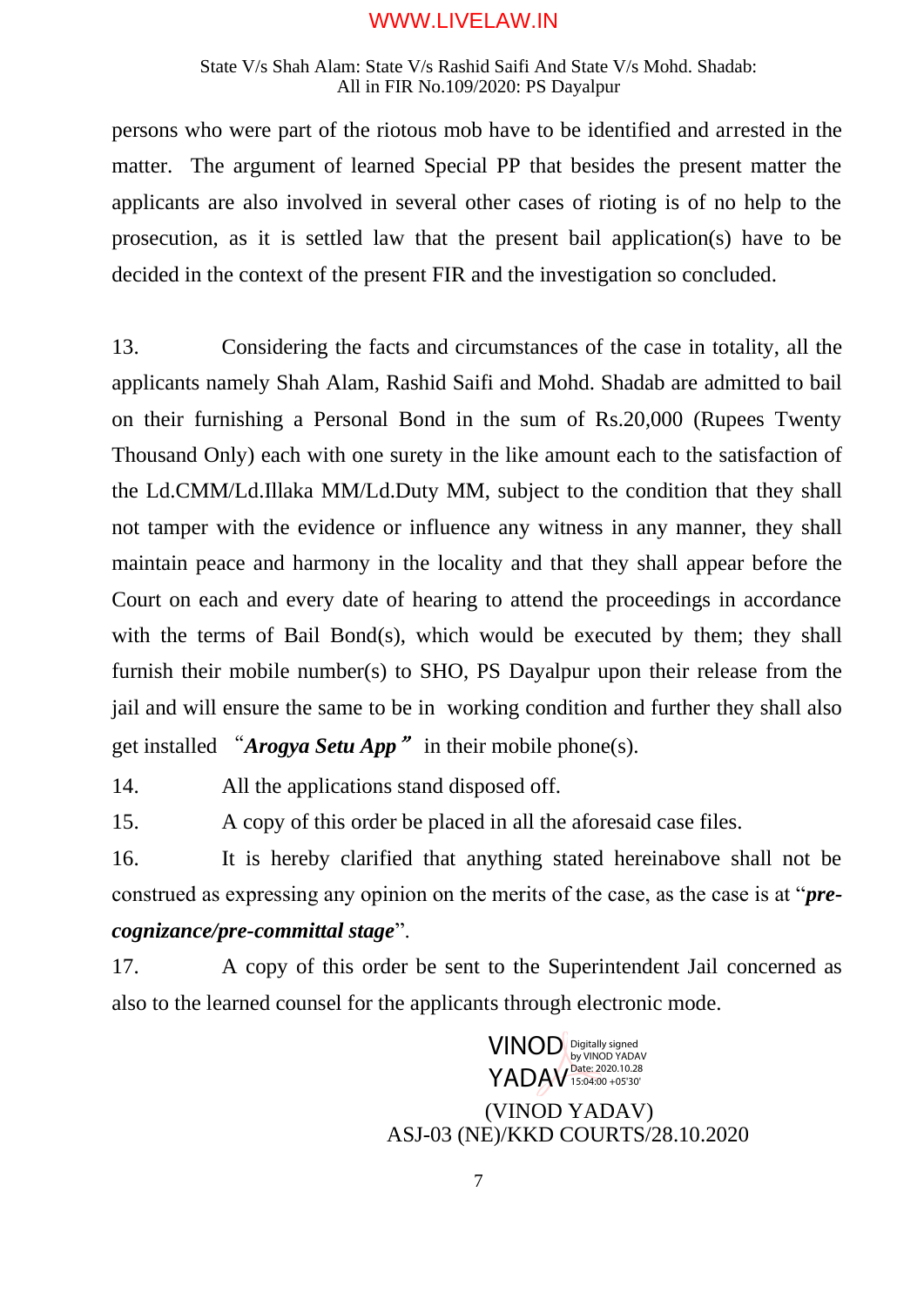persons who were part of the riotous mob have to be identified and arrested in the matter. The argument of learned Special PP that besides the present matter the applicants are also involved in several other cases of rioting is of no help to the prosecution, as it is settled law that the present bail application(s) have to be decided in the context of the present FIR and the investigation so concluded.

13. Considering the facts and circumstances of the case in totality, all the applicants namely Shah Alam, Rashid Saifi and Mohd. Shadab are admitted to bail on their furnishing a Personal Bond in the sum of Rs.20,000 (Rupees Twenty Thousand Only) each with one surety in the like amount each to the satisfaction of the Ld.CMM/Ld.Illaka MM/Ld.Duty MM, subject to the condition that they shall not tamper with the evidence or influence any witness in any manner, they shall maintain peace and harmony in the locality and that they shall appear before the Court on each and every date of hearing to attend the proceedings in accordance with the terms of Bail Bond(s), which would be executed by them; they shall furnish their mobile number(s) to SHO, PS Dayalpur upon their release from the jail and will ensure the same to be in working condition and further they shall also get installed "***Arogya Setu App***" in their mobile phone(s).

14. All the applications stand disposed off.

15. A copy of this order be placed in all the aforesaid case files.

16. It is hereby clarified that anything stated hereinabove shall not be construed as expressing any opinion on the merits of the case, as the case is at "***pre-cognizance/pre-committal stage***".

17. A copy of this order be sent to the Superintendent Jail concerned as also to the learned counsel for the applicants through electronic mode.

VINOD YADAV
Digitally signed by VINOD YADAV
Date: 2020.10.28 15:04:00 +05'30'

(VINOD YADAV)
ASJ-03 (NE)/KKD COURTS/28.10.2020